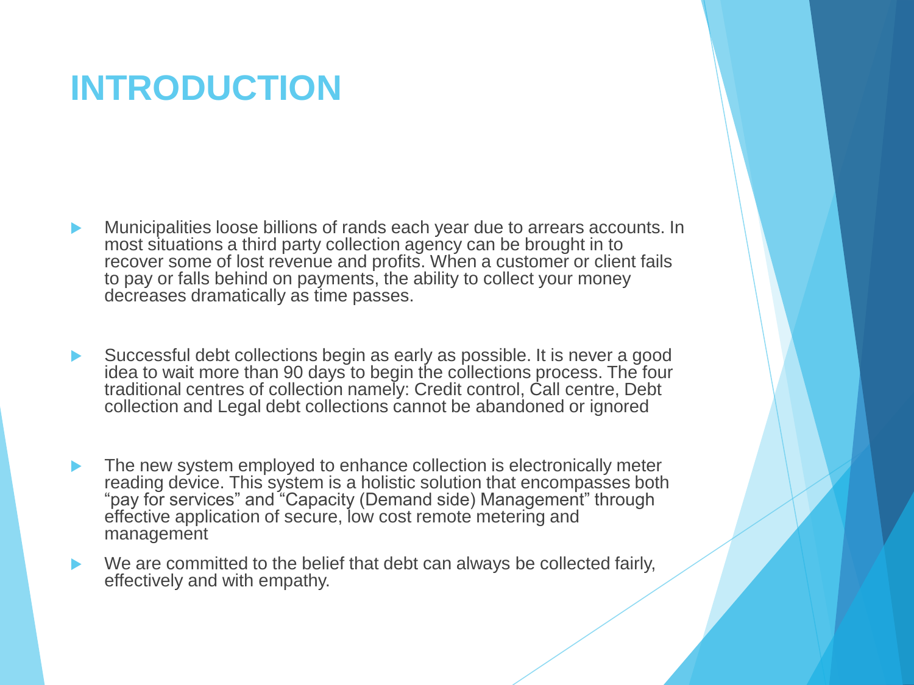# INTRODUCTION

- Municipalities loose billions of rands each year due to arrears accounts. In most situations a third party collection agency can be brought in to recover some of lost revenue and profits. When a customer or client fails to pay or falls behind on payments, the ability to collect your money decreases dramatically as time passes.
- Successful debt collections begin as early as possible. It is never a good idea to wait more than 90 days to begin the collections process. The four traditional centres of collection namely: Credit control, Call centre, Debt collection and Legal debt collections cannot be abandoned or ignored
- The new system employed to enhance collection is electronically meter reading device. This system is a holistic solution that encompasses both "pay for services" and "Capacity (Demand side) Management" through effective application of secure, low cost remote metering and management
- We are committed to the belief that debt can always be collected fairly, effectively and with empathy.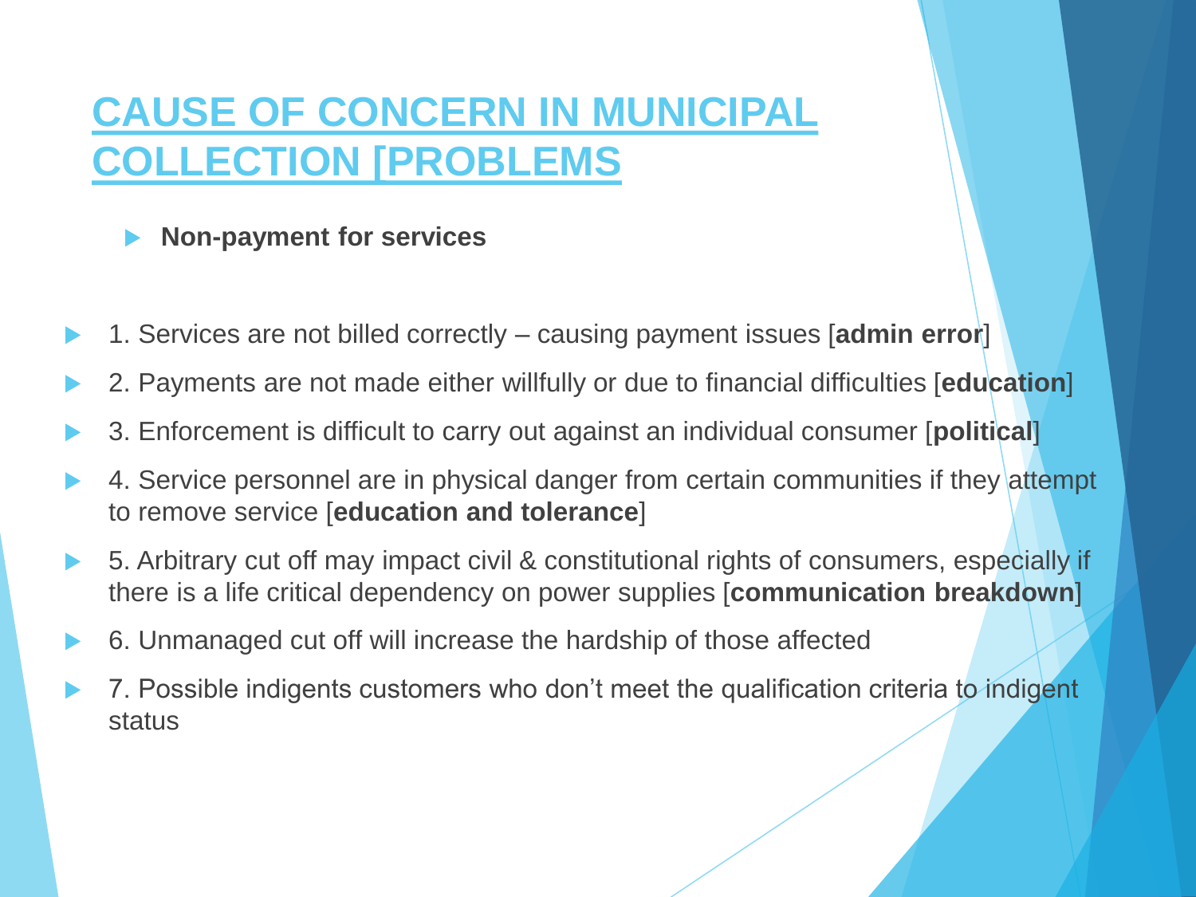# CAUSE OF CONCERN IN MUNICIPAL COLLECTION [PROBLEMS

- **Non-payment for services**

- 1. Services are not billed correctly – causing payment issues [**admin error**]
- 2. Payments are not made either willfully or due to financial difficulties [**education**]
- 3. Enforcement is difficult to carry out against an individual consumer [**political**]
- 4. Service personnel are in physical danger from certain communities if they attempt to remove service [**education and tolerance**]
- 5. Arbitrary cut off may impact civil & constitutional rights of consumers, especially if there is a life critical dependency on power supplies [**communication breakdown**]
- 6. Unmanaged cut off will increase the hardship of those affected
- 7. Possible indigents customers who don't meet the qualification criteria to indigent status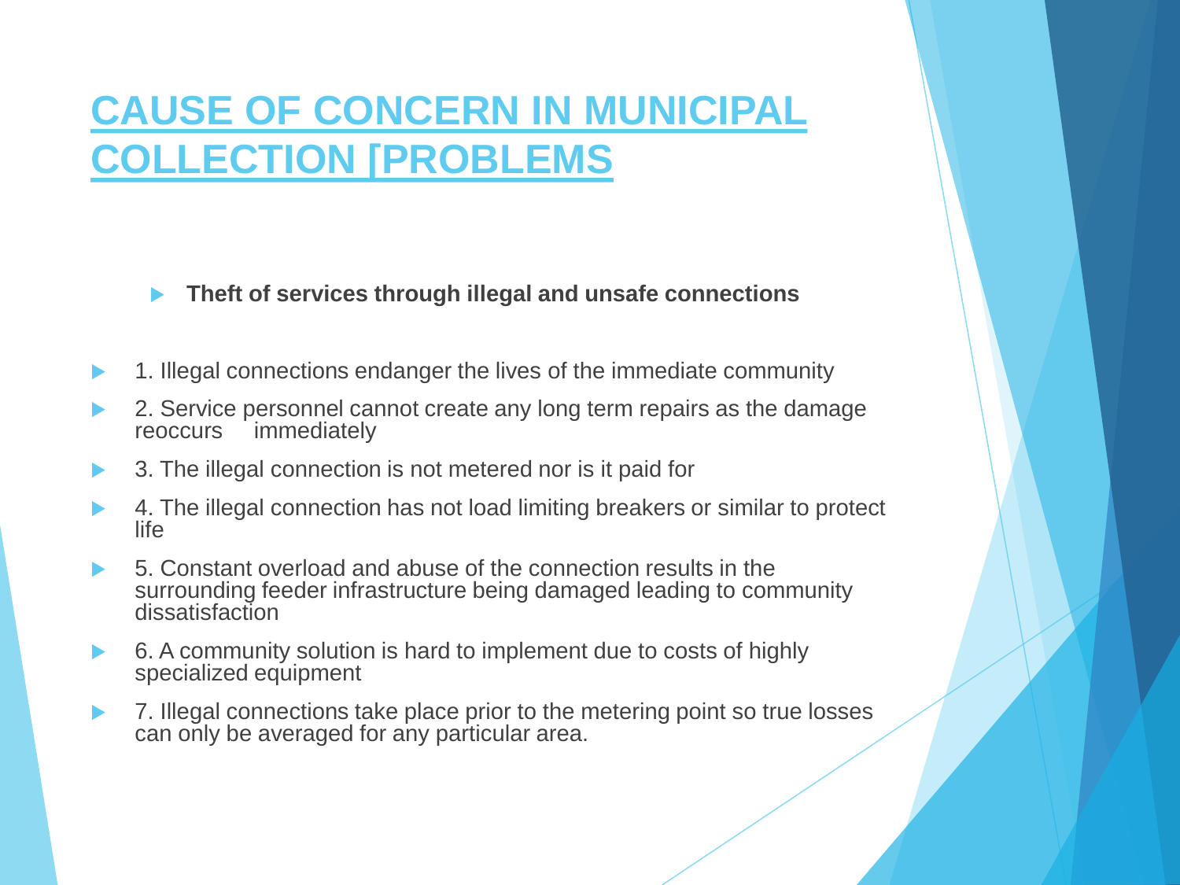# CAUSE OF CONCERN IN MUNICIPAL COLLECTION [PROBLEMS

- **Theft of services through illegal and unsafe connections**

- 1. Illegal connections endanger the lives of the immediate community
- 2. Service personnel cannot create any long term repairs as the damage reoccurs immediately
- 3. The illegal connection is not metered nor is it paid for
- 4. The illegal connection has not load limiting breakers or similar to protect life
- 5. Constant overload and abuse of the connection results in the surrounding feeder infrastructure being damaged leading to community dissatisfaction
- 6. A community solution is hard to implement due to costs of highly specialized equipment
- 7. Illegal connections take place prior to the metering point so true losses can only be averaged for any particular area.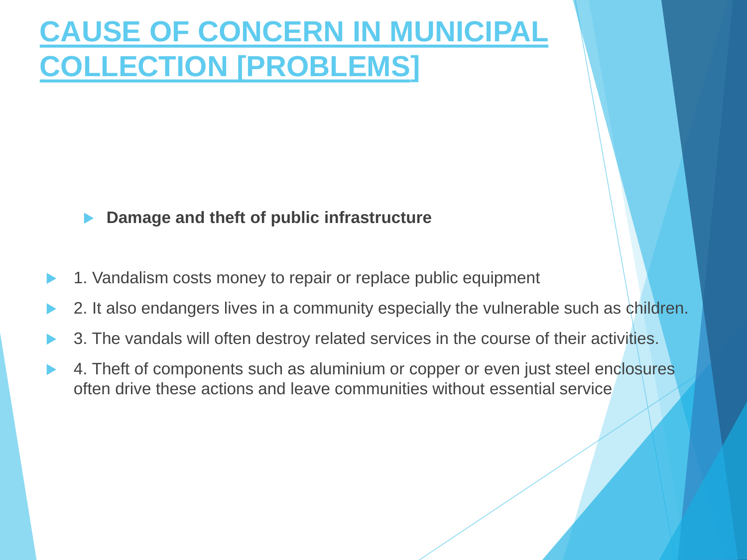# CAUSE OF CONCERN IN MUNICIPAL COLLECTION [PROBLEMS]

- **Damage and theft of public infrastructure**

- 1. Vandalism costs money to repair or replace public equipment
- 2. It also endangers lives in a community especially the vulnerable such as children.
- 3. The vandals will often destroy related services in the course of their activities.
- 4. Theft of components such as aluminium or copper or even just steel enclosures often drive these actions and leave communities without essential service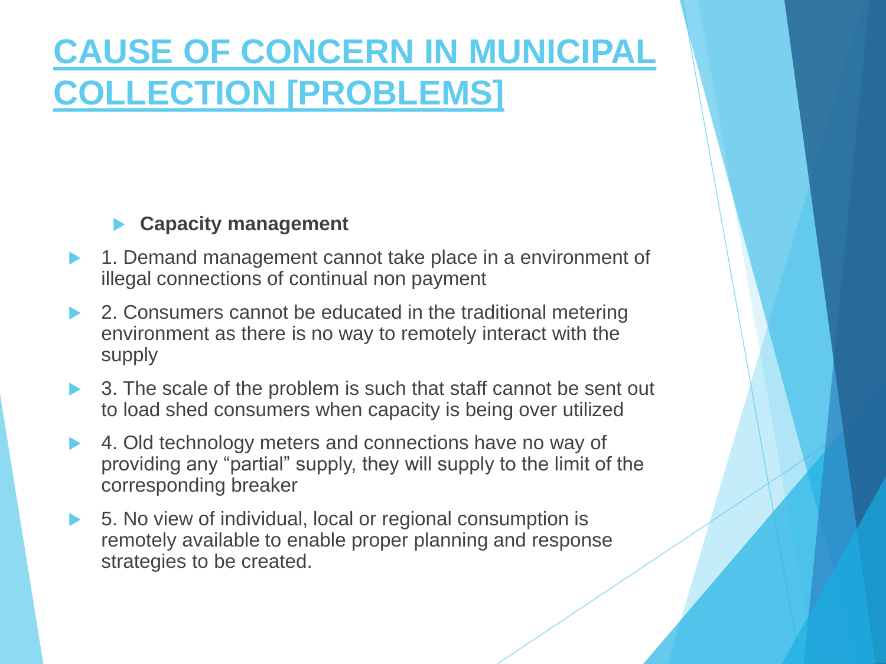# CAUSE OF CONCERN IN MUNICIPAL COLLECTION [PROBLEMS]

- **Capacity management**

- 1. Demand management cannot take place in a environment of illegal connections of continual non payment
- 2. Consumers cannot be educated in the traditional metering environment as there is no way to remotely interact with the supply
- 3. The scale of the problem is such that staff cannot be sent out to load shed consumers when capacity is being over utilized
- 4. Old technology meters and connections have no way of providing any "partial" supply, they will supply to the limit of the corresponding breaker
- 5. No view of individual, local or regional consumption is remotely available to enable proper planning and response strategies to be created.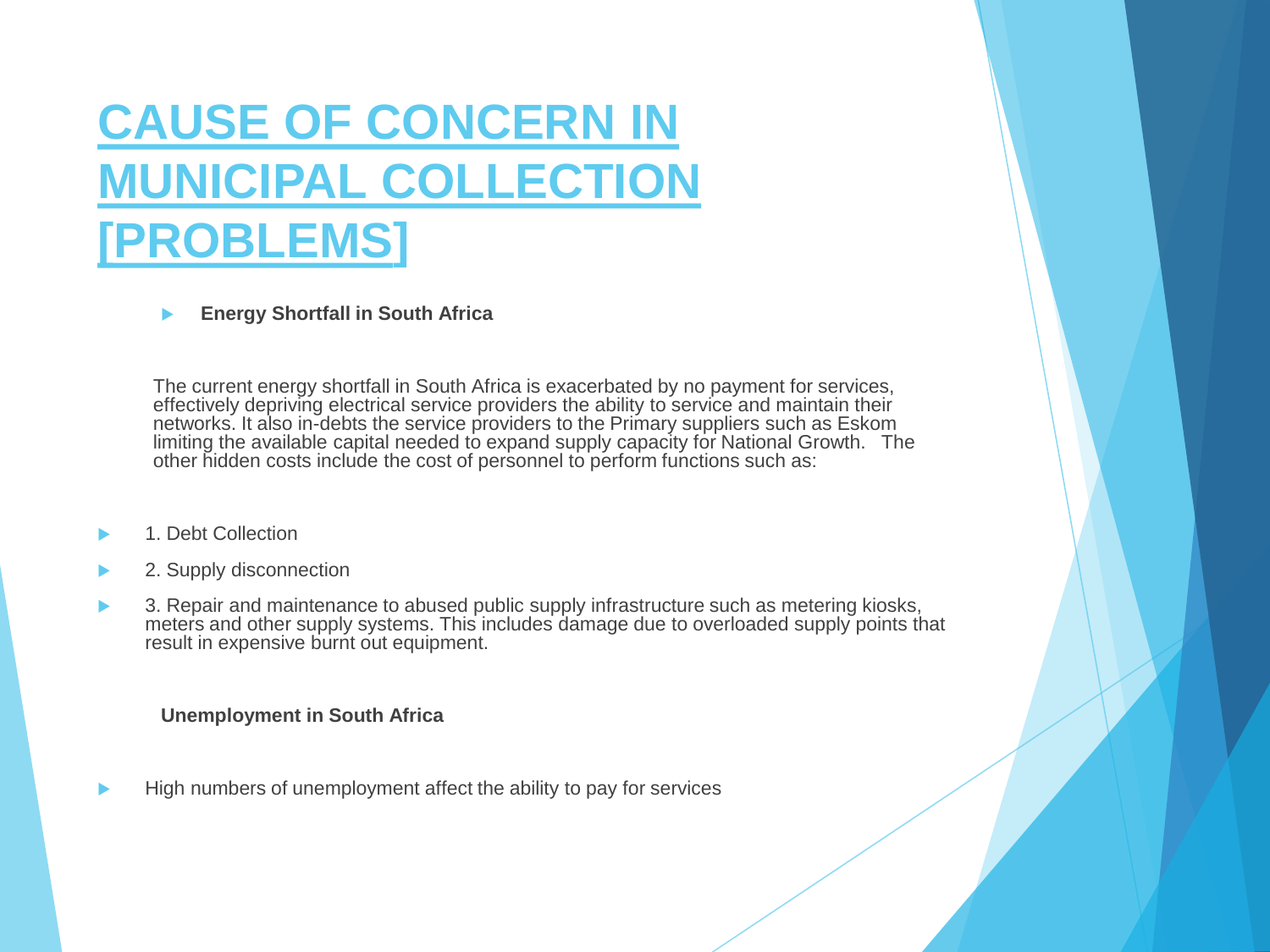# CAUSE OF CONCERN IN MUNICIPAL COLLECTION [PROBLEMS]

- **Energy Shortfall in South Africa**

The current energy shortfall in South Africa is exacerbated by no payment for services, effectively depriving electrical service providers the ability to service and maintain their networks. It also in-debts the service providers to the Primary suppliers such as Eskom limiting the available capital needed to expand supply capacity for National Growth. The other hidden costs include the cost of personnel to perform functions such as:

- 1. Debt Collection
- 2. Supply disconnection
- 3. Repair and maintenance to abused public supply infrastructure such as metering kiosks, meters and other supply systems. This includes damage due to overloaded supply points that result in expensive burnt out equipment.

**Unemployment in South Africa**

- High numbers of unemployment affect the ability to pay for services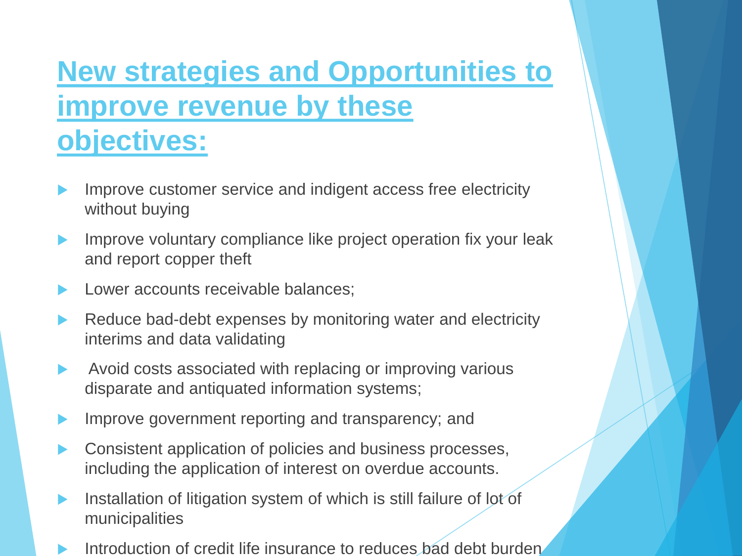# New strategies and Opportunities to improve revenue by these objectives:

- Improve customer service and indigent access free electricity without buying
- Improve voluntary compliance like project operation fix your leak and report copper theft
- Lower accounts receivable balances;
- Reduce bad-debt expenses by monitoring water and electricity interims and data validating
- Avoid costs associated with replacing or improving various disparate and antiquated information systems;
- Improve government reporting and transparency; and
- Consistent application of policies and business processes, including the application of interest on overdue accounts.
- Installation of litigation system of which is still failure of lot of municipalities
- Introduction of credit life insurance to reduces bad debt burden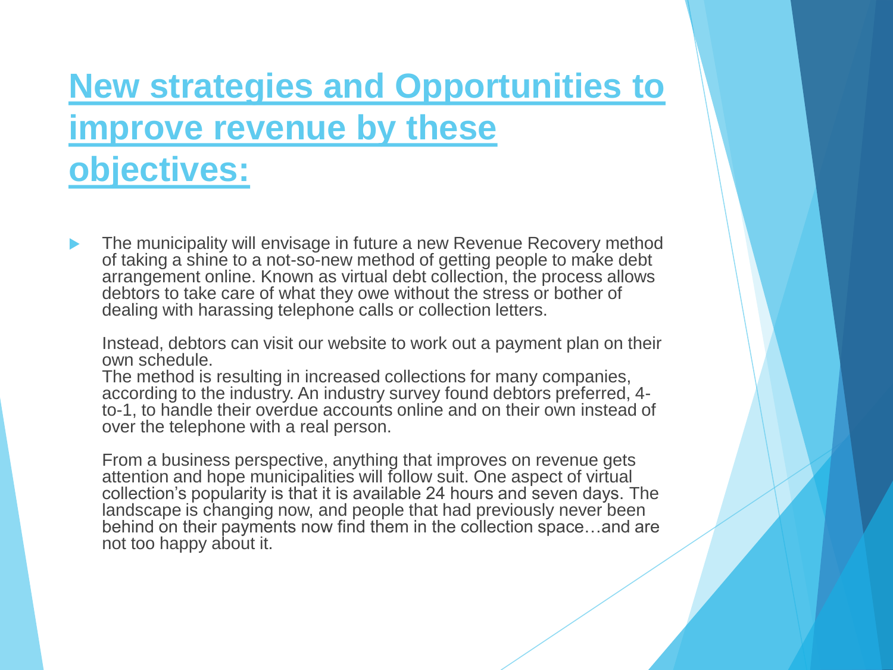# New strategies and Opportunities to improve revenue by these objectives:

- The municipality will envisage in future a new Revenue Recovery method of taking a shine to a not-so-new method of getting people to make debt arrangement online. Known as virtual debt collection, the process allows debtors to take care of what they owe without the stress or bother of dealing with harassing telephone calls or collection letters.

  Instead, debtors can visit our website to work out a payment plan on their own schedule.
  The method is resulting in increased collections for many companies, according to the industry. An industry survey found debtors preferred, 4-to-1, to handle their overdue accounts online and on their own instead of over the telephone with a real person.

  From a business perspective, anything that improves on revenue gets attention and hope municipalities will follow suit. One aspect of virtual collection's popularity is that it is available 24 hours and seven days. The landscape is changing now, and people that had previously never been behind on their payments now find them in the collection space…and are not too happy about it.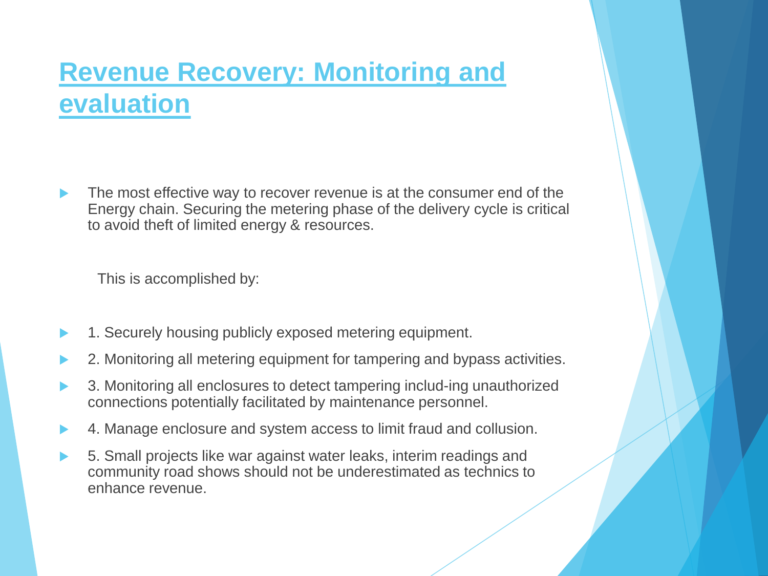# Revenue Recovery: Monitoring and evaluation

- The most effective way to recover revenue is at the consumer end of the Energy chain. Securing the metering phase of the delivery cycle is critical to avoid theft of limited energy & resources.

  This is accomplished by:

- 1. Securely housing publicly exposed metering equipment.
- 2. Monitoring all metering equipment for tampering and bypass activities.
- 3. Monitoring all enclosures to detect tampering includ-ing unauthorized connections potentially facilitated by maintenance personnel.
- 4. Manage enclosure and system access to limit fraud and collusion.
- 5. Small projects like war against water leaks, interim readings and community road shows should not be underestimated as technics to enhance revenue.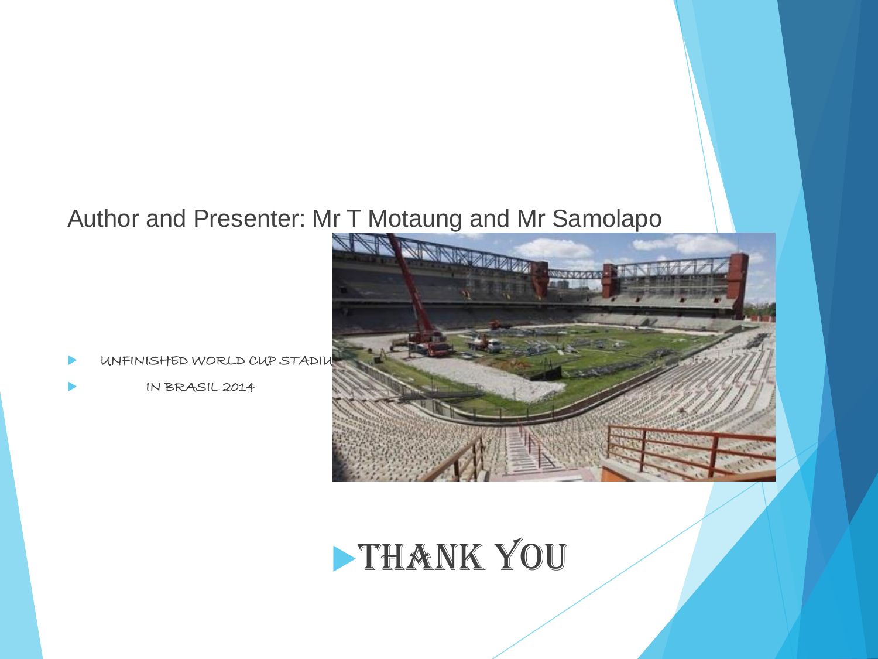Author and Presenter: Mr T Motaung and Mr Samolapo

- UNFINISHED WORLD CUP STADIU
- IN BRASIL 2014

# THANK YOU